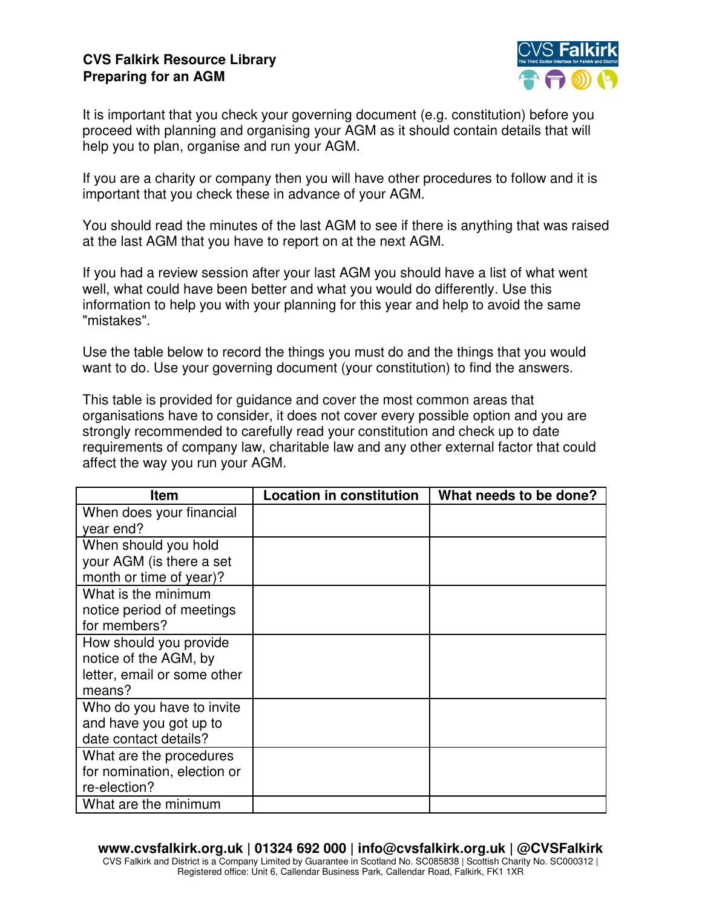**CVS Falkirk Resource Library**
**Preparing for an AGM**

It is important that you check your governing document (e.g. constitution) before you proceed with planning and organising your AGM as it should contain details that will help you to plan, organise and run your AGM.

If you are a charity or company then you will have other procedures to follow and it is important that you check these in advance of your AGM.

You should read the minutes of the last AGM to see if there is anything that was raised at the last AGM that you have to report on at the next AGM.

If you had a review session after your last AGM you should have a list of what went well, what could have been better and what you would do differently. Use this information to help you with your planning for this year and help to avoid the same "mistakes".

Use the table below to record the things you must do and the things that you would want to do. Use your governing document (your constitution) to find the answers.

This table is provided for guidance and cover the most common areas that organisations have to consider, it does not cover every possible option and you are strongly recommended to carefully read your constitution and check up to date requirements of company law, charitable law and any other external factor that could affect the way you run your AGM.

| Item | Location in constitution | What needs to be done? |
|---|---|---|
| When does your financial year end? | | |
| When should you hold your AGM (is there a set month or time of year)? | | |
| What is the minimum notice period of meetings for members? | | |
| How should you provide notice of the AGM, by letter, email or some other means? | | |
| Who do you have to invite and have you got up to date contact details? | | |
| What are the procedures for nomination, election or re-election? | | |
| What are the minimum | | |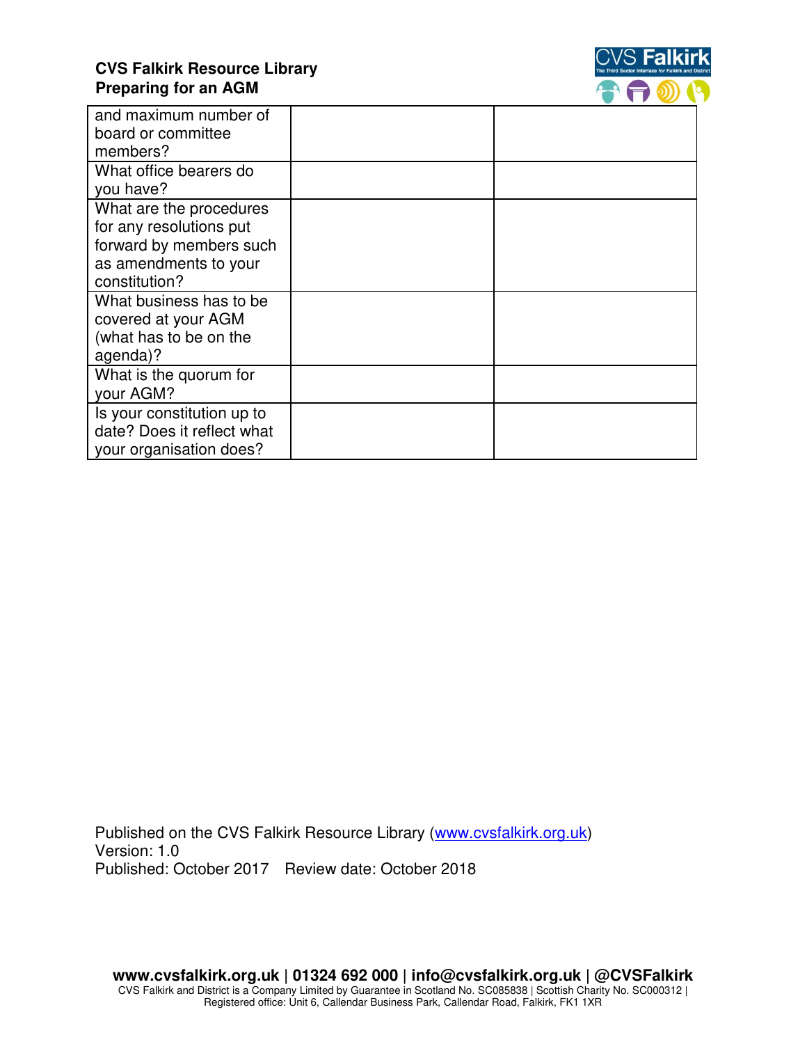| | | |
|---|---|---|
| and maximum number of board or committee members? | | |
| What office bearers do you have? | | |
| What are the procedures for any resolutions put forward by members such as amendments to your constitution? | | |
| What business has to be covered at your AGM (what has to be on the agenda)? | | |
| What is the quorum for your AGM? | | |
| Is your constitution up to date? Does it reflect what your organisation does? | | |

Published on the CVS Falkirk Resource Library (www.cvsfalkirk.org.uk)
Version: 1.0
Published: October 2017    Review date: October 2018

**www.cvsfalkirk.org.uk | 01324 692 000 | info@cvsfalkirk.org.uk | @CVSFalkirk**
CVS Falkirk and District is a Company Limited by Guarantee in Scotland No. SC085838 | Scottish Charity No. SC000312 | Registered office: Unit 6, Callendar Business Park, Callendar Road, Falkirk, FK1 1XR